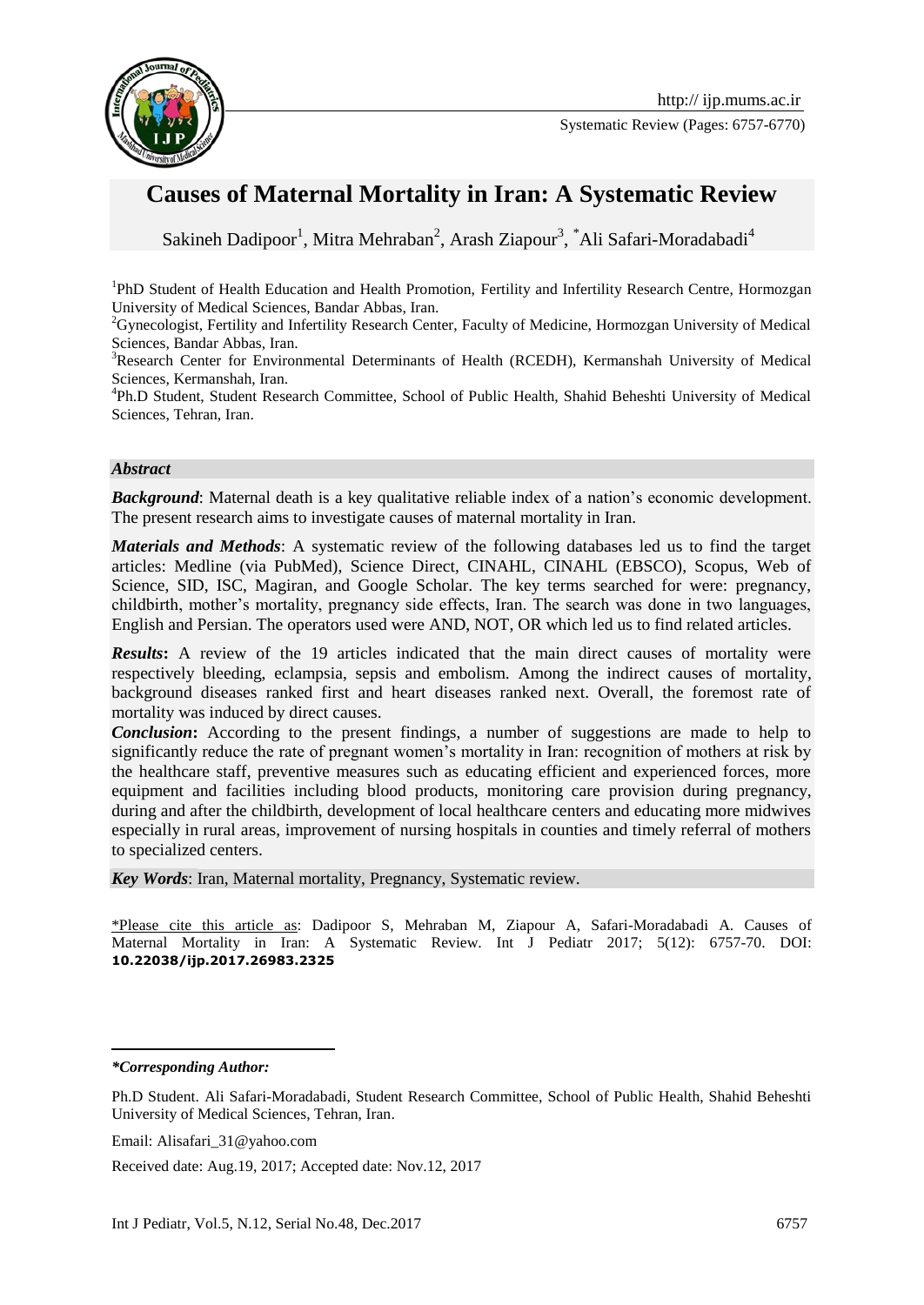Systematic Review (Pages: 6757-6770)

# Causes of Maternal Mortality in Iran: A Systematic Review

Sakineh Dadipoor[1], Mitra Mehraban[2], Arash Ziapour[3], *Ali Safari-Moradabadi[4]

[1]PhD Student of Health Education and Health Promotion, Fertility and Infertility Research Centre, Hormozgan University of Medical Sciences, Bandar Abbas, Iran.

[2]Gynecologist, Fertility and Infertility Research Center, Faculty of Medicine, Hormozgan University of Medical Sciences, Bandar Abbas, Iran.

[3]Research Center for Environmental Determinants of Health (RCEDH), Kermanshah University of Medical Sciences, Kermanshah, Iran.

[4]Ph.D Student, Student Research Committee, School of Public Health, Shahid Beheshti University of Medical Sciences, Tehran, Iran.

### *Abstract*

***Background***: Maternal death is a key qualitative reliable index of a nation's economic development. The present research aims to investigate causes of maternal mortality in Iran.

***Materials and Methods***: A systematic review of the following databases led us to find the target articles: Medline (via PubMed), Science Direct, CINAHL, CINAHL (EBSCO), Scopus, Web of Science, SID, ISC, Magiran, and Google Scholar. The key terms searched for were: pregnancy, childbirth, mother's mortality, pregnancy side effects, Iran. The search was done in two languages, English and Persian. The operators used were AND, NOT, OR which led us to find related articles.

***Results*:** A review of the 19 articles indicated that the main direct causes of mortality were respectively bleeding, eclampsia, sepsis and embolism. Among the indirect causes of mortality, background diseases ranked first and heart diseases ranked next. Overall, the foremost rate of mortality was induced by direct causes.

***Conclusion*:** According to the present findings, a number of suggestions are made to help to significantly reduce the rate of pregnant women's mortality in Iran: recognition of mothers at risk by the healthcare staff, preventive measures such as educating efficient and experienced forces, more equipment and facilities including blood products, monitoring care provision during pregnancy, during and after the childbirth, development of local healthcare centers and educating more midwives especially in rural areas, improvement of nursing hospitals in counties and timely referral of mothers to specialized centers.

***Key Words***: Iran, Maternal mortality, Pregnancy, Systematic review.

*Please cite this article as: Dadipoor S, Mehraban M, Ziapour A, Safari-Moradabadi A. Causes of Maternal Mortality in Iran: A Systematic Review. Int J Pediatr 2017; 5(12): 6757-70. DOI: **10.22038/ijp.2017.26983.2325**

---

***\*Corresponding Author:***

Ph.D Student. Ali Safari-Moradabadi, Student Research Committee, School of Public Health, Shahid Beheshti University of Medical Sciences, Tehran, Iran.

Email: Alisafari_31@yahoo.com

Received date: Aug.19, 2017; Accepted date: Nov.12, 2017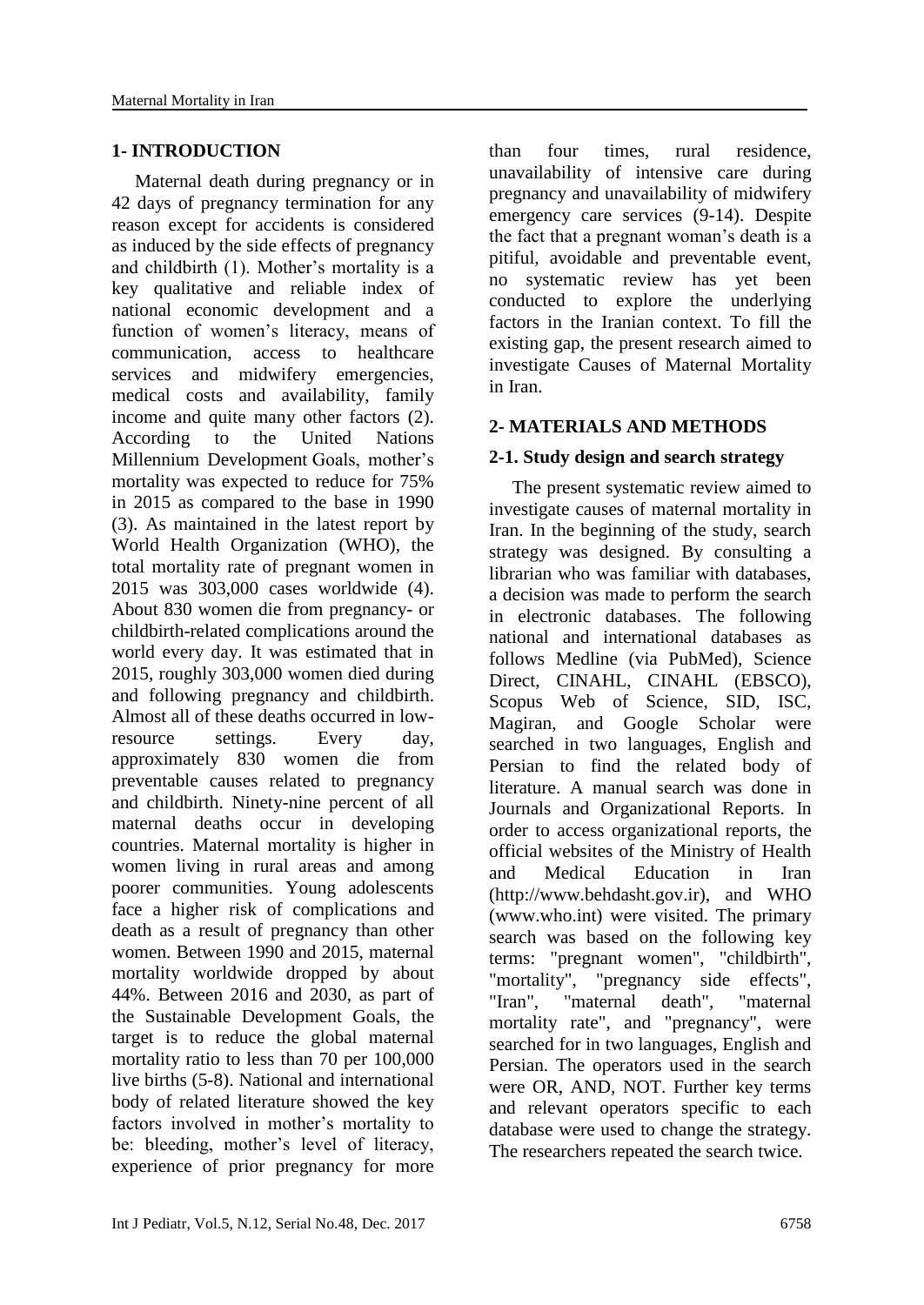## 1- INTRODUCTION

Maternal death during pregnancy or in 42 days of pregnancy termination for any reason except for accidents is considered as induced by the side effects of pregnancy and childbirth (1). Mother's mortality is a key qualitative and reliable index of national economic development and a function of women's literacy, means of communication, access to healthcare services and midwifery emergencies, medical costs and availability, family income and quite many other factors (2). According to the United Nations Millennium Development Goals, mother's mortality was expected to reduce for 75% in 2015 as compared to the base in 1990 (3). As maintained in the latest report by World Health Organization (WHO), the total mortality rate of pregnant women in 2015 was 303,000 cases worldwide (4). About 830 women die from pregnancy- or childbirth-related complications around the world every day. It was estimated that in 2015, roughly 303,000 women died during and following pregnancy and childbirth. Almost all of these deaths occurred in low-resource settings. Every day, approximately 830 women die from preventable causes related to pregnancy and childbirth. Ninety-nine percent of all maternal deaths occur in developing countries. Maternal mortality is higher in women living in rural areas and among poorer communities. Young adolescents face a higher risk of complications and death as a result of pregnancy than other women. Between 1990 and 2015, maternal mortality worldwide dropped by about 44%. Between 2016 and 2030, as part of the Sustainable Development Goals, the target is to reduce the global maternal mortality ratio to less than 70 per 100,000 live births (5-8). National and international body of related literature showed the key factors involved in mother's mortality to be: bleeding, mother's level of literacy, experience of prior pregnancy for more than four times, rural residence, unavailability of intensive care during pregnancy and unavailability of midwifery emergency care services (9-14). Despite the fact that a pregnant woman's death is a pitiful, avoidable and preventable event, no systematic review has yet been conducted to explore the underlying factors in the Iranian context. To fill the existing gap, the present research aimed to investigate Causes of Maternal Mortality in Iran.

## 2- MATERIALS AND METHODS

### 2-1. Study design and search strategy

The present systematic review aimed to investigate causes of maternal mortality in Iran. In the beginning of the study, search strategy was designed. By consulting a librarian who was familiar with databases, a decision was made to perform the search in electronic databases. The following national and international databases as follows Medline (via PubMed), Science Direct, CINAHL, CINAHL (EBSCO), Scopus Web of Science, SID, ISC, Magiran, and Google Scholar were searched in two languages, English and Persian to find the related body of literature. A manual search was done in Journals and Organizational Reports. In order to access organizational reports, the official websites of the Ministry of Health and Medical Education in Iran (http://www.behdasht.gov.ir), and WHO (www.who.int) were visited. The primary search was based on the following key terms: "pregnant women", "childbirth", "mortality", "pregnancy side effects", "Iran", "maternal death", "maternal mortality rate", and "pregnancy", were searched for in two languages, English and Persian. The operators used in the search were OR, AND, NOT. Further key terms and relevant operators specific to each database were used to change the strategy. The researchers repeated the search twice.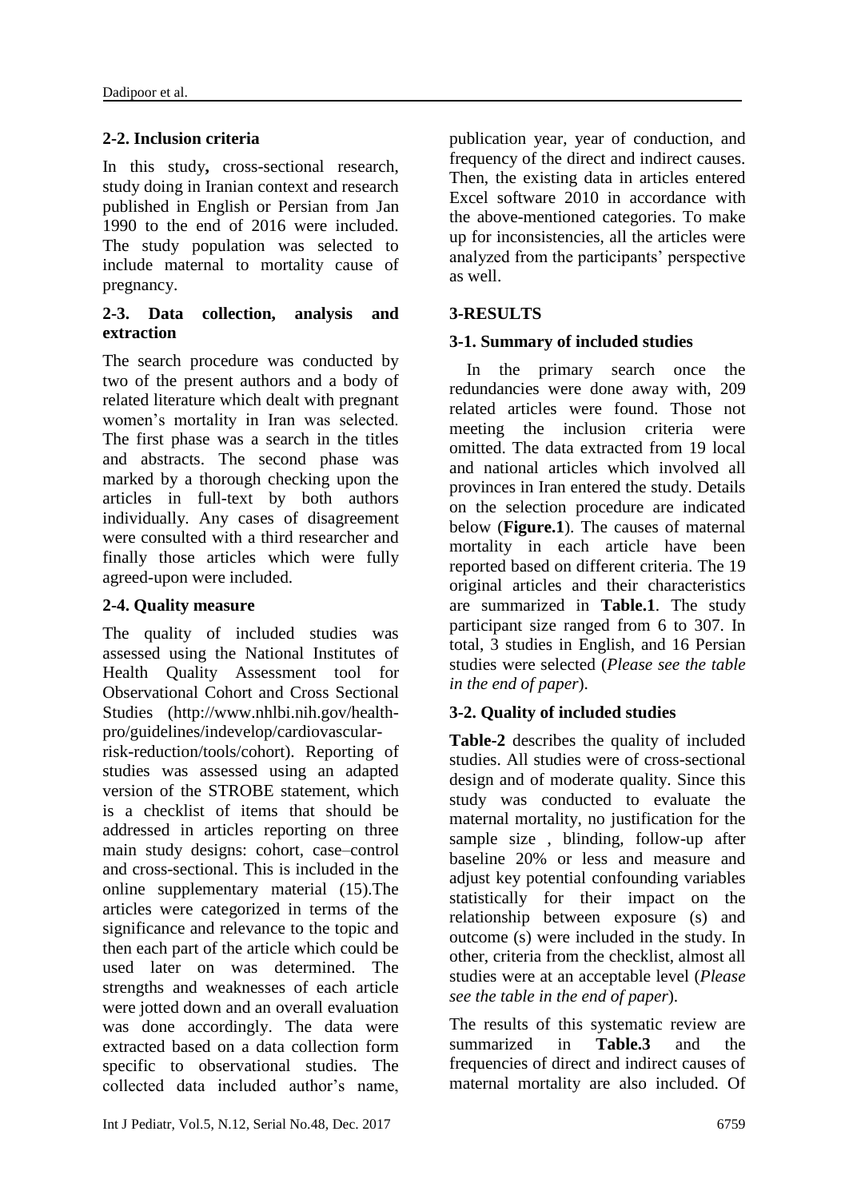### 2-2. Inclusion criteria

In this study**,** cross-sectional research, study doing in Iranian context and research published in English or Persian from Jan 1990 to the end of 2016 were included. The study population was selected to include maternal to mortality cause of pregnancy.

### 2-3. Data collection, analysis and extraction

The search procedure was conducted by two of the present authors and a body of related literature which dealt with pregnant women's mortality in Iran was selected. The first phase was a search in the titles and abstracts. The second phase was marked by a thorough checking upon the articles in full-text by both authors individually. Any cases of disagreement were consulted with a third researcher and finally those articles which were fully agreed-upon were included.

### 2-4. Quality measure

The quality of included studies was assessed using the National Institutes of Health Quality Assessment tool for Observational Cohort and Cross Sectional Studies (http://www.nhlbi.nih.gov/health-pro/guidelines/indevelop/cardiovascular-risk-reduction/tools/cohort). Reporting of studies was assessed using an adapted version of the STROBE statement, which is a checklist of items that should be addressed in articles reporting on three main study designs: cohort, case–control and cross-sectional. This is included in the online supplementary material (15).The articles were categorized in terms of the significance and relevance to the topic and then each part of the article which could be used later on was determined. The strengths and weaknesses of each article were jotted down and an overall evaluation was done accordingly. The data were extracted based on a data collection form specific to observational studies. The collected data included author's name, publication year, year of conduction, and frequency of the direct and indirect causes. Then, the existing data in articles entered Excel software 2010 in accordance with the above-mentioned categories. To make up for inconsistencies, all the articles were analyzed from the participants' perspective as well.

## 3-RESULTS

### 3-1. Summary of included studies

In the primary search once the redundancies were done away with, 209 related articles were found. Those not meeting the inclusion criteria were omitted. The data extracted from 19 local and national articles which involved all provinces in Iran entered the study. Details on the selection procedure are indicated below (**Figure.1**). The causes of maternal mortality in each article have been reported based on different criteria. The 19 original articles and their characteristics are summarized in **Table.1**. The study participant size ranged from 6 to 307. In total, 3 studies in English, and 16 Persian studies were selected (*Please see the table in the end of paper*).

### 3-2. Quality of included studies

**Table-2** describes the quality of included studies. All studies were of cross-sectional design and of moderate quality. Since this study was conducted to evaluate the maternal mortality, no justification for the sample size , blinding, follow-up after baseline 20% or less and measure and adjust key potential confounding variables statistically for their impact on the relationship between exposure (s) and outcome (s) were included in the study. In other, criteria from the checklist, almost all studies were at an acceptable level (*Please see the table in the end of paper*).

The results of this systematic review are summarized in **Table.3** and the frequencies of direct and indirect causes of maternal mortality are also included. Of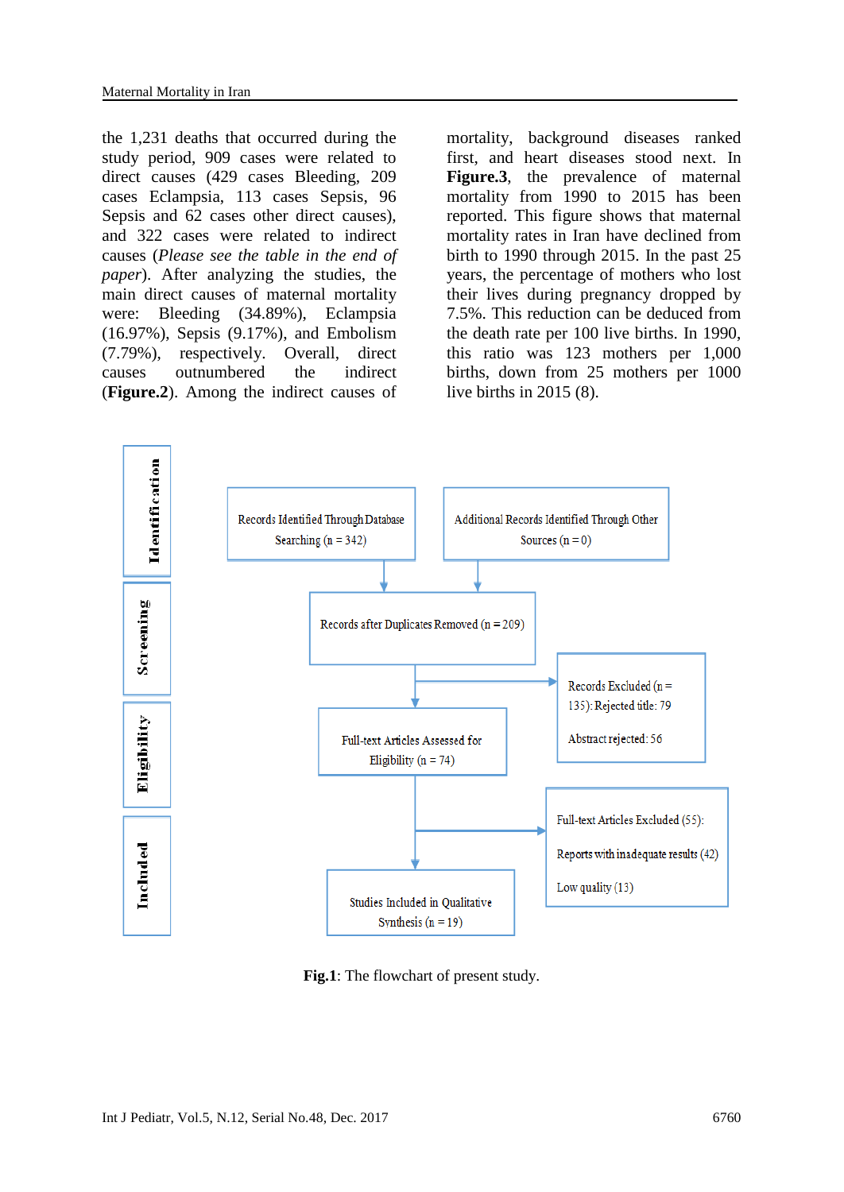the 1,231 deaths that occurred during the study period, 909 cases were related to direct causes (429 cases Bleeding, 209 cases Eclampsia, 113 cases Sepsis, 96 Sepsis and 62 cases other direct causes), and 322 cases were related to indirect causes (*Please see the table in the end of paper*). After analyzing the studies, the main direct causes of maternal mortality were: Bleeding (34.89%), Eclampsia (16.97%), Sepsis (9.17%), and Embolism (7.79%), respectively. Overall, direct causes outnumbered the indirect (**Figure.2**). Among the indirect causes of mortality, background diseases ranked first, and heart diseases stood next. In **Figure.3**, the prevalence of maternal mortality from 1990 to 2015 has been reported. This figure shows that maternal mortality rates in Iran have declined from birth to 1990 through 2015. In the past 25 years, the percentage of mothers who lost their lives during pregnancy dropped by 7.5%. This reduction can be deduced from the death rate per 100 live births. In 1990, this ratio was 123 mothers per 1,000 births, down from 25 mothers per 1000 live births in 2015 (8).

**Identification**

Records Identified Through Database Searching (n = 342)

Additional Records Identified Through Other Sources (n = 0)

**Screening**

Records after Duplicates Removed (n = 209)

Records Excluded (n = 135): Rejected title: 79

Abstract rejected: 56

**Eligibility**

Full-text Articles Assessed for Eligibility (n = 74)

Full-text Articles Excluded (55):

Reports with inadequate results (42)

Low quality (13)

**Included**

Studies Included in Qualitative Synthesis (n = 19)

**Fig.1**: The flowchart of present study.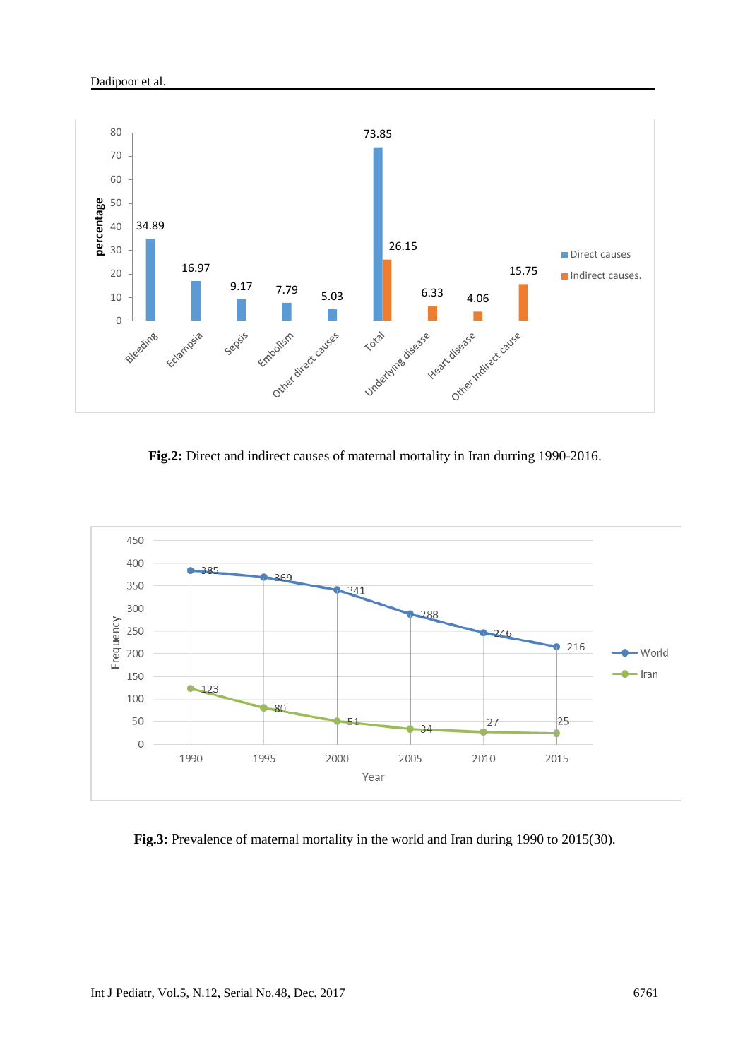**Fig.2:** Direct and indirect causes of maternal mortality in Iran durring 1990-2016.

**Fig.3:** Prevalence of maternal mortality in the world and Iran during 1990 to 2015(30).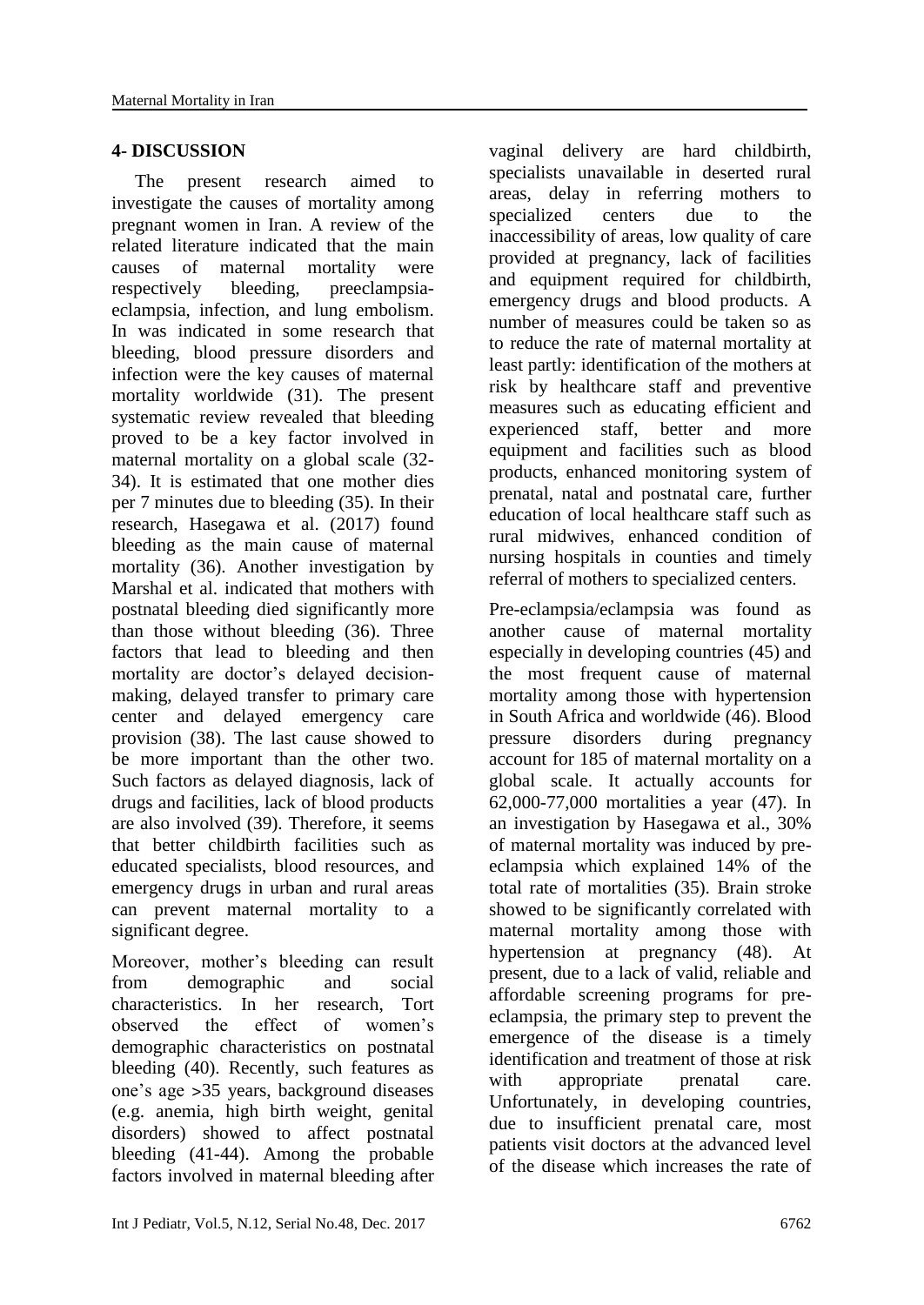## 4- DISCUSSION

The present research aimed to investigate the causes of mortality among pregnant women in Iran. A review of the related literature indicated that the main causes of maternal mortality were respectively bleeding, preeclampsia-eclampsia, infection, and lung embolism. In was indicated in some research that bleeding, blood pressure disorders and infection were the key causes of maternal mortality worldwide (31). The present systematic review revealed that bleeding proved to be a key factor involved in maternal mortality on a global scale (32-34). It is estimated that one mother dies per 7 minutes due to bleeding (35). In their research, Hasegawa et al. (2017) found bleeding as the main cause of maternal mortality (36). Another investigation by Marshal et al. indicated that mothers with postnatal bleeding died significantly more than those without bleeding (36). Three factors that lead to bleeding and then mortality are doctor's delayed decision-making, delayed transfer to primary care center and delayed emergency care provision (38). The last cause showed to be more important than the other two. Such factors as delayed diagnosis, lack of drugs and facilities, lack of blood products are also involved (39). Therefore, it seems that better childbirth facilities such as educated specialists, blood resources, and emergency drugs in urban and rural areas can prevent maternal mortality to a significant degree.

Moreover, mother's bleeding can result from demographic and social characteristics. In her research, Tort observed the effect of women's demographic characteristics on postnatal bleeding (40). Recently, such features as one's age >35 years, background diseases (e.g. anemia, high birth weight, genital disorders) showed to affect postnatal bleeding (41-44). Among the probable factors involved in maternal bleeding after vaginal delivery are hard childbirth, specialists unavailable in deserted rural areas, delay in referring mothers to specialized centers due to the inaccessibility of areas, low quality of care provided at pregnancy, lack of facilities and equipment required for childbirth, emergency drugs and blood products. A number of measures could be taken so as to reduce the rate of maternal mortality at least partly: identification of the mothers at risk by healthcare staff and preventive measures such as educating efficient and experienced staff, better and more equipment and facilities such as blood products, enhanced monitoring system of prenatal, natal and postnatal care, further education of local healthcare staff such as rural midwives, enhanced condition of nursing hospitals in counties and timely referral of mothers to specialized centers.

Pre-eclampsia/eclampsia was found as another cause of maternal mortality especially in developing countries (45) and the most frequent cause of maternal mortality among those with hypertension in South Africa and worldwide (46). Blood pressure disorders during pregnancy account for 185 of maternal mortality on a global scale. It actually accounts for 62,000-77,000 mortalities a year (47). In an investigation by Hasegawa et al., 30% of maternal mortality was induced by pre-eclampsia which explained 14% of the total rate of mortalities (35). Brain stroke showed to be significantly correlated with maternal mortality among those with hypertension at pregnancy (48). At present, due to a lack of valid, reliable and affordable screening programs for pre-eclampsia, the primary step to prevent the emergence of the disease is a timely identification and treatment of those at risk with appropriate prenatal care. Unfortunately, in developing countries, due to insufficient prenatal care, most patients visit doctors at the advanced level of the disease which increases the rate of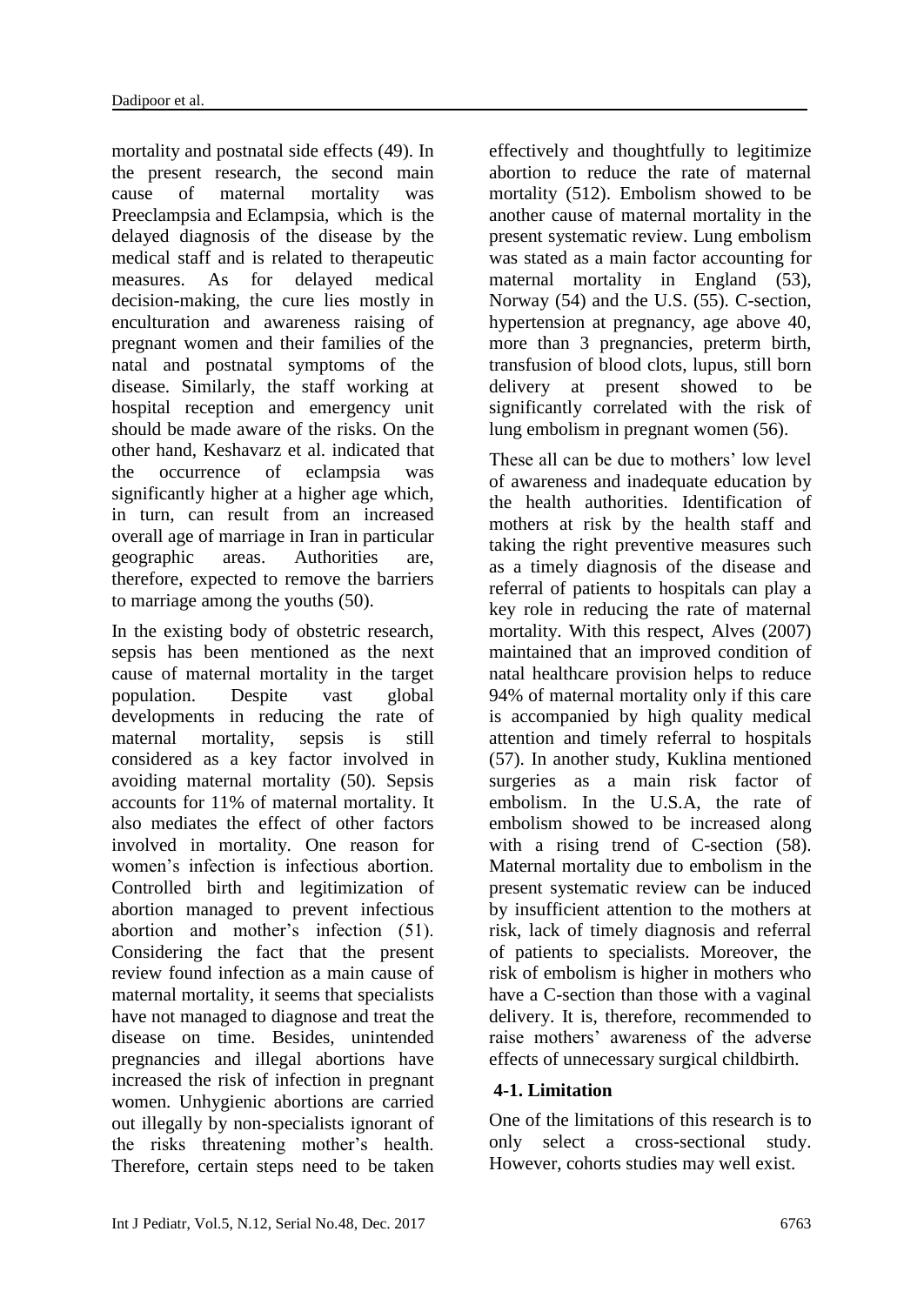mortality and postnatal side effects (49). In the present research, the second main cause of maternal mortality was Preeclampsia and Eclampsia, which is the delayed diagnosis of the disease by the medical staff and is related to therapeutic measures. As for delayed medical decision-making, the cure lies mostly in enculturation and awareness raising of pregnant women and their families of the natal and postnatal symptoms of the disease. Similarly, the staff working at hospital reception and emergency unit should be made aware of the risks. On the other hand, Keshavarz et al. indicated that the occurrence of eclampsia was significantly higher at a higher age which, in turn, can result from an increased overall age of marriage in Iran in particular geographic areas. Authorities are, therefore, expected to remove the barriers to marriage among the youths (50).

In the existing body of obstetric research, sepsis has been mentioned as the next cause of maternal mortality in the target population. Despite vast global developments in reducing the rate of maternal mortality, sepsis is still considered as a key factor involved in avoiding maternal mortality (50). Sepsis accounts for 11% of maternal mortality. It also mediates the effect of other factors involved in mortality. One reason for women's infection is infectious abortion. Controlled birth and legitimization of abortion managed to prevent infectious abortion and mother's infection (51). Considering the fact that the present review found infection as a main cause of maternal mortality, it seems that specialists have not managed to diagnose and treat the disease on time. Besides, unintended pregnancies and illegal abortions have increased the risk of infection in pregnant women. Unhygienic abortions are carried out illegally by non-specialists ignorant of the risks threatening mother's health. Therefore, certain steps need to be taken effectively and thoughtfully to legitimize abortion to reduce the rate of maternal mortality (512). Embolism showed to be another cause of maternal mortality in the present systematic review. Lung embolism was stated as a main factor accounting for maternal mortality in England (53), Norway (54) and the U.S. (55). C-section, hypertension at pregnancy, age above 40, more than 3 pregnancies, preterm birth, transfusion of blood clots, lupus, still born delivery at present showed to be significantly correlated with the risk of lung embolism in pregnant women (56).

These all can be due to mothers' low level of awareness and inadequate education by the health authorities. Identification of mothers at risk by the health staff and taking the right preventive measures such as a timely diagnosis of the disease and referral of patients to hospitals can play a key role in reducing the rate of maternal mortality. With this respect, Alves (2007) maintained that an improved condition of natal healthcare provision helps to reduce 94% of maternal mortality only if this care is accompanied by high quality medical attention and timely referral to hospitals (57). In another study, Kuklina mentioned surgeries as a main risk factor of embolism. In the U.S.A, the rate of embolism showed to be increased along with a rising trend of C-section (58). Maternal mortality due to embolism in the present systematic review can be induced by insufficient attention to the mothers at risk, lack of timely diagnosis and referral of patients to specialists. Moreover, the risk of embolism is higher in mothers who have a C-section than those with a vaginal delivery. It is, therefore, recommended to raise mothers' awareness of the adverse effects of unnecessary surgical childbirth.

## 4-1. Limitation

One of the limitations of this research is to only select a cross-sectional study. However, cohorts studies may well exist.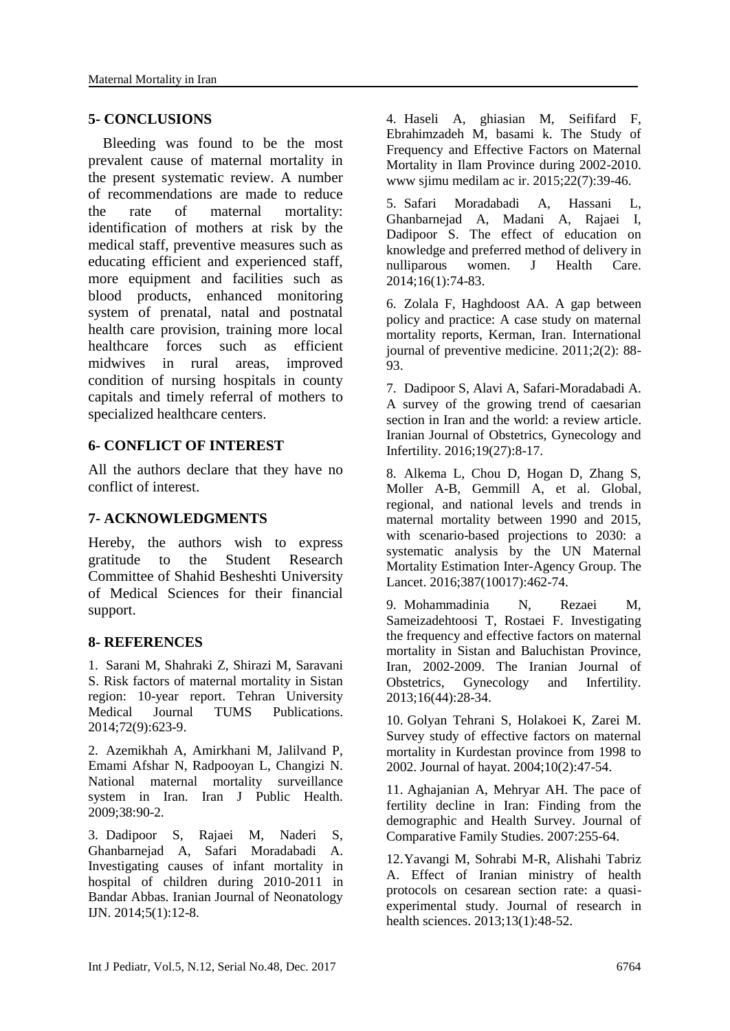## 5- CONCLUSIONS

Bleeding was found to be the most prevalent cause of maternal mortality in the present systematic review. A number of recommendations are made to reduce the rate of maternal mortality: identification of mothers at risk by the medical staff, preventive measures such as educating efficient and experienced staff, more equipment and facilities such as blood products, enhanced monitoring system of prenatal, natal and postnatal health care provision, training more local healthcare forces such as efficient midwives in rural areas, improved condition of nursing hospitals in county capitals and timely referral of mothers to specialized healthcare centers.

## 6- CONFLICT OF INTEREST

All the authors declare that they have no conflict of interest.

## 7- ACKNOWLEDGMENTS

Hereby, the authors wish to express gratitude to the Student Research Committee of Shahid Besheshti University of Medical Sciences for their financial support.

## 8- REFERENCES

1. Sarani M, Shahraki Z, Shirazi M, Saravani S. Risk factors of maternal mortality in Sistan region: 10-year report. Tehran University Medical Journal TUMS Publications. 2014;72(9):623-9.

2. Azemikhah A, Amirkhani M, Jalilvand P, Emami Afshar N, Radpooyan L, Changizi N. National maternal mortality surveillance system in Iran. Iran J Public Health. 2009;38:90-2.

3. Dadipoor S, Rajaei M, Naderi S, Ghanbarnejad A, Safari Moradabadi A. Investigating causes of infant mortality in hospital of children during 2010-2011 in Bandar Abbas. Iranian Journal of Neonatology IJN. 2014;5(1):12-8.

4. Haseli A, ghiasian M, Seififard F, Ebrahimzadeh M, basami k. The Study of Frequency and Effective Factors on Maternal Mortality in Ilam Province during 2002-2010. www sjimu medilam ac ir. 2015;22(7):39-46.

5. Safari Moradabadi A, Hassani L, Ghanbarnejad A, Madani A, Rajaei I, Dadipoor S. The effect of education on knowledge and preferred method of delivery in nulliparous women. J Health Care. 2014;16(1):74-83.

6. Zolala F, Haghdoost AA. A gap between policy and practice: A case study on maternal mortality reports, Kerman, Iran. International journal of preventive medicine. 2011;2(2): 88-93.

7. Dadipoor S, Alavi A, Safari-Moradabadi A. A survey of the growing trend of caesarian section in Iran and the world: a review article. Iranian Journal of Obstetrics, Gynecology and Infertility. 2016;19(27):8-17.

8. Alkema L, Chou D, Hogan D, Zhang S, Moller A-B, Gemmill A, et al. Global, regional, and national levels and trends in maternal mortality between 1990 and 2015, with scenario-based projections to 2030: a systematic analysis by the UN Maternal Mortality Estimation Inter-Agency Group. The Lancet. 2016;387(10017):462-74.

9. Mohammadinia N, Rezaei M, Sameizadehtoosi T, Rostaei F. Investigating the frequency and effective factors on maternal mortality in Sistan and Baluchistan Province, Iran, 2002-2009. The Iranian Journal of Obstetrics, Gynecology and Infertility. 2013;16(44):28-34.

10. Golyan Tehrani S, Holakoei K, Zarei M. Survey study of effective factors on maternal mortality in Kurdestan province from 1998 to 2002. Journal of hayat. 2004;10(2):47-54.

11. Aghajanian A, Mehryar AH. The pace of fertility decline in Iran: Finding from the demographic and Health Survey. Journal of Comparative Family Studies. 2007:255-64.

12. Yavangi M, Sohrabi M-R, Alishahi Tabriz A. Effect of Iranian ministry of health protocols on cesarean section rate: a quasi-experimental study. Journal of research in health sciences. 2013;13(1):48-52.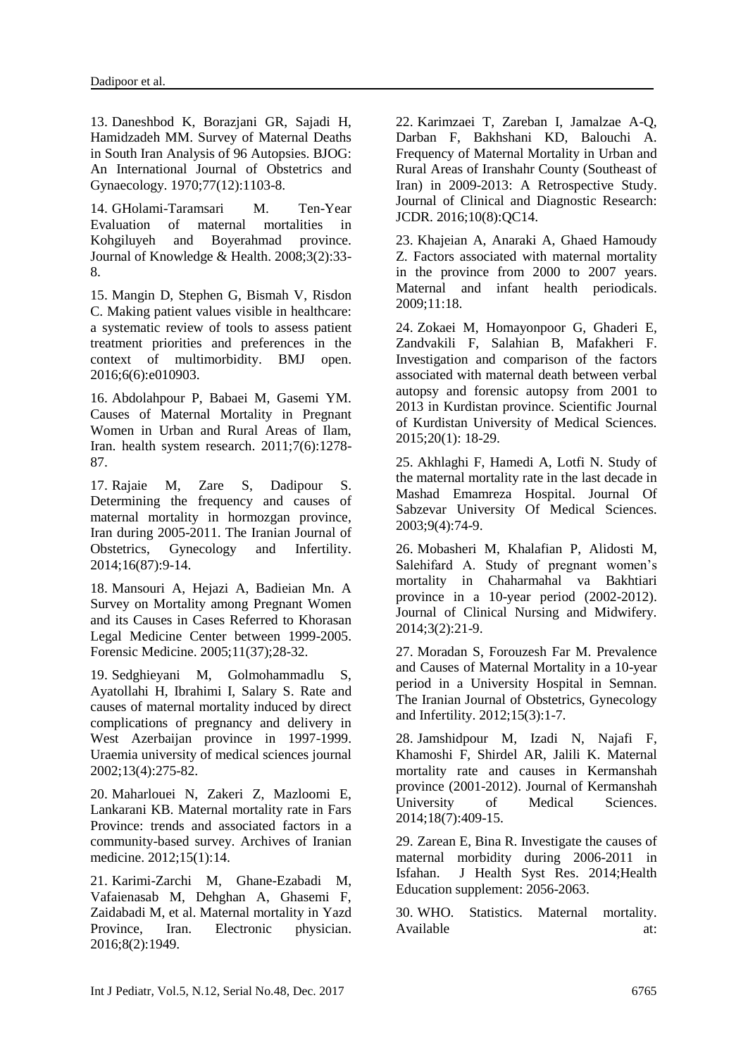13. Daneshbod K, Borazjani GR, Sajadi H, Hamidzadeh MM. Survey of Maternal Deaths in South Iran Analysis of 96 Autopsies. BJOG: An International Journal of Obstetrics and Gynaecology. 1970;77(12):1103-8.

14. GHolami-Taramsari M. Ten-Year Evaluation of maternal mortalities in Kohgiluyeh and Boyerahmad province. Journal of Knowledge & Health. 2008;3(2):33-8.

15. Mangin D, Stephen G, Bismah V, Risdon C. Making patient values visible in healthcare: a systematic review of tools to assess patient treatment priorities and preferences in the context of multimorbidity. BMJ open. 2016;6(6):e010903.

16. Abdolahpour P, Babaei M, Gasemi YM. Causes of Maternal Mortality in Pregnant Women in Urban and Rural Areas of Ilam, Iran. health system research. 2011;7(6):1278-87.

17. Rajaie M, Zare S, Dadipour S. Determining the frequency and causes of maternal mortality in hormozgan province, Iran during 2005-2011. The Iranian Journal of Obstetrics, Gynecology and Infertility. 2014;16(87):9-14.

18. Mansouri A, Hejazi A, Badieian Mn. A Survey on Mortality among Pregnant Women and its Causes in Cases Referred to Khorasan Legal Medicine Center between 1999-2005. Forensic Medicine. 2005;11(37);28-32.

19. Sedghieyani M, Golmohammadlu S, Ayatollahi H, Ibrahimi I, Salary S. Rate and causes of maternal mortality induced by direct complications of pregnancy and delivery in West Azerbaijan province in 1997-1999. Uraemia university of medical sciences journal 2002;13(4):275-82.

20. Maharlouei N, Zakeri Z, Mazloomi E, Lankarani KB. Maternal mortality rate in Fars Province: trends and associated factors in a community-based survey. Archives of Iranian medicine. 2012;15(1):14.

21. Karimi-Zarchi M, Ghane-Ezabadi M, Vafaienasab M, Dehghan A, Ghasemi F, Zaidabadi M, et al. Maternal mortality in Yazd Province, Iran. Electronic physician. 2016;8(2):1949.

22. Karimzaei T, Zareban I, Jamalzae A-Q, Darban F, Bakhshani KD, Balouchi A. Frequency of Maternal Mortality in Urban and Rural Areas of Iranshahr County (Southeast of Iran) in 2009-2013: A Retrospective Study. Journal of Clinical and Diagnostic Research: JCDR. 2016;10(8):QC14.

23. Khajeian A, Anaraki A, Ghaed Hamoudy Z. Factors associated with maternal mortality in the province from 2000 to 2007 years. Maternal and infant health periodicals. 2009;11:18.

24. Zokaei M, Homayonpoor G, Ghaderi E, Zandvakili F, Salahian B, Mafakheri F. Investigation and comparison of the factors associated with maternal death between verbal autopsy and forensic autopsy from 2001 to 2013 in Kurdistan province. Scientific Journal of Kurdistan University of Medical Sciences. 2015;20(1): 18-29.

25. Akhlaghi F, Hamedi A, Lotfi N. Study of the maternal mortality rate in the last decade in Mashad Emamreza Hospital. Journal Of Sabzevar University Of Medical Sciences. 2003;9(4):74-9.

26. Mobasheri M, Khalafian P, Alidosti M, Salehifard A. Study of pregnant women's mortality in Chaharmahal va Bakhtiari province in a 10-year period (2002-2012). Journal of Clinical Nursing and Midwifery. 2014;3(2):21-9.

27. Moradan S, Forouzesh Far M. Prevalence and Causes of Maternal Mortality in a 10-year period in a University Hospital in Semnan. The Iranian Journal of Obstetrics, Gynecology and Infertility. 2012;15(3):1-7.

28. Jamshidpour M, Izadi N, Najafi F, Khamoshi F, Shirdel AR, Jalili K. Maternal mortality rate and causes in Kermanshah province (2001-2012). Journal of Kermanshah University of Medical Sciences. 2014;18(7):409-15.

29. Zarean E, Bina R. Investigate the causes of maternal morbidity during 2006-2011 in Isfahan. J Health Syst Res. 2014;Health Education supplement: 2056-2063.

30. WHO. Statistics. Maternal mortality. Available at: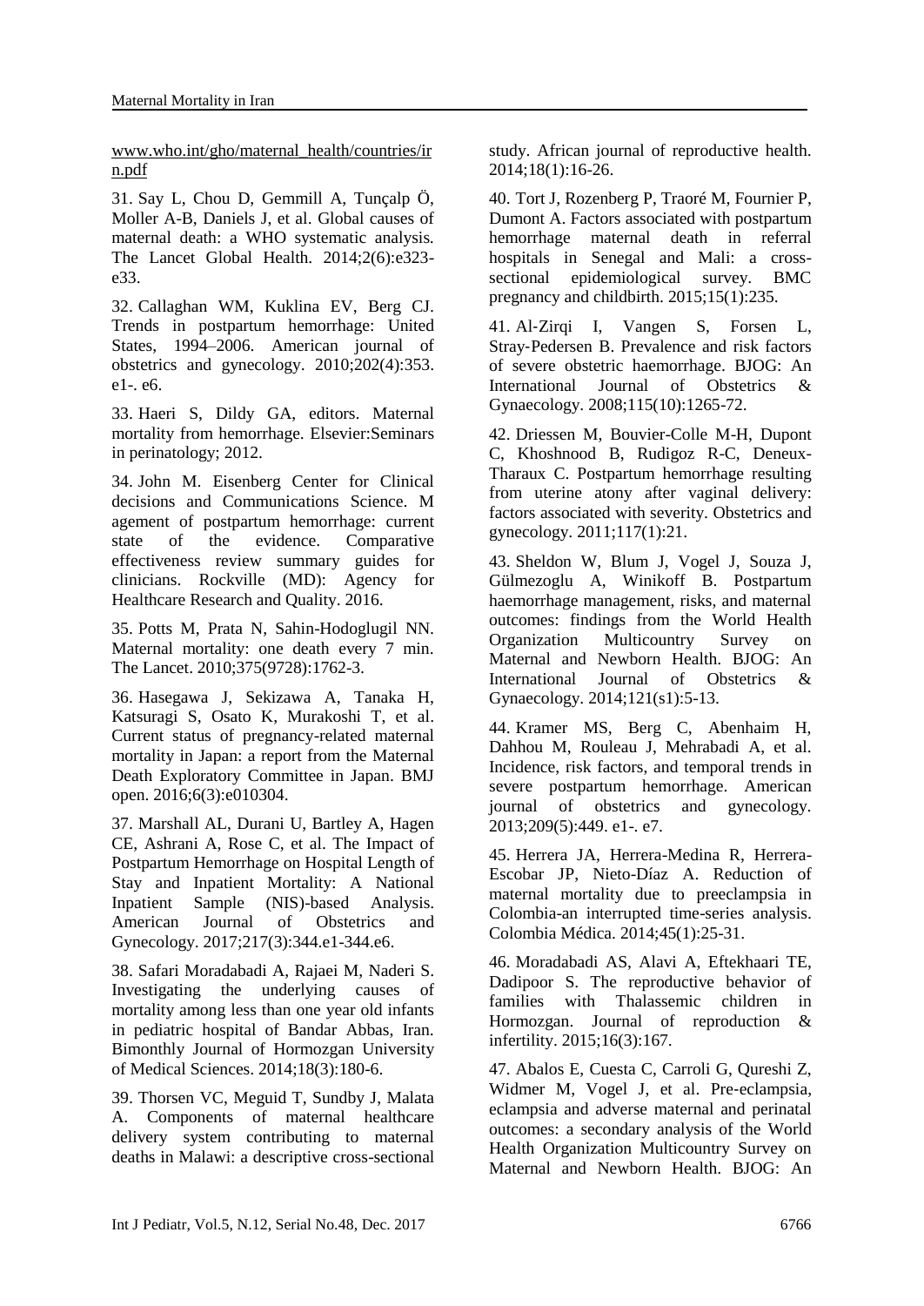www.who.int/gho/maternal_health/countries/irn.pdf

31. Say L, Chou D, Gemmill A, Tunçalp Ö, Moller A-B, Daniels J, et al. Global causes of maternal death: a WHO systematic analysis. The Lancet Global Health. 2014;2(6):e323-e33.

32. Callaghan WM, Kuklina EV, Berg CJ. Trends in postpartum hemorrhage: United States, 1994–2006. American journal of obstetrics and gynecology. 2010;202(4):353. e1-. e6.

33. Haeri S, Dildy GA, editors. Maternal mortality from hemorrhage. Elsevier:Seminars in perinatology; 2012.

34. John M. Eisenberg Center for Clinical decisions and Communications Science. M agement of postpartum hemorrhage: current state of the evidence. Comparative effectiveness review summary guides for clinicians. Rockville (MD): Agency for Healthcare Research and Quality. 2016.

35. Potts M, Prata N, Sahin-Hodoglugil NN. Maternal mortality: one death every 7 min. The Lancet. 2010;375(9728):1762-3.

36. Hasegawa J, Sekizawa A, Tanaka H, Katsuragi S, Osato K, Murakoshi T, et al. Current status of pregnancy-related maternal mortality in Japan: a report from the Maternal Death Exploratory Committee in Japan. BMJ open. 2016;6(3):e010304.

37. Marshall AL, Durani U, Bartley A, Hagen CE, Ashrani A, Rose C, et al. The Impact of Postpartum Hemorrhage on Hospital Length of Stay and Inpatient Mortality: A National Inpatient Sample (NIS)-based Analysis. American Journal of Obstetrics and Gynecology. 2017;217(3):344.e1-344.e6.

38. Safari Moradabadi A, Rajaei M, Naderi S. Investigating the underlying causes of mortality among less than one year old infants in pediatric hospital of Bandar Abbas, Iran. Bimonthly Journal of Hormozgan University of Medical Sciences. 2014;18(3):180-6.

39. Thorsen VC, Meguid T, Sundby J, Malata A. Components of maternal healthcare delivery system contributing to maternal deaths in Malawi: a descriptive cross-sectional study. African journal of reproductive health. 2014;18(1):16-26.

40. Tort J, Rozenberg P, Traoré M, Fournier P, Dumont A. Factors associated with postpartum hemorrhage maternal death in referral hospitals in Senegal and Mali: a cross-sectional epidemiological survey. BMC pregnancy and childbirth. 2015;15(1):235.

41. Al-Zirqi I, Vangen S, Forsen L, Stray-Pedersen B. Prevalence and risk factors of severe obstetric haemorrhage. BJOG: An International Journal of Obstetrics & Gynaecology. 2008;115(10):1265-72.

42. Driessen M, Bouvier-Colle M-H, Dupont C, Khoshnood B, Rudigoz R-C, Deneux-Tharaux C. Postpartum hemorrhage resulting from uterine atony after vaginal delivery: factors associated with severity. Obstetrics and gynecology. 2011;117(1):21.

43. Sheldon W, Blum J, Vogel J, Souza J, Gülmezoglu A, Winikoff B. Postpartum haemorrhage management, risks, and maternal outcomes: findings from the World Health Organization Multicountry Survey on Maternal and Newborn Health. BJOG: An International Journal of Obstetrics & Gynaecology. 2014;121(s1):5-13.

44. Kramer MS, Berg C, Abenhaim H, Dahhou M, Rouleau J, Mehrabadi A, et al. Incidence, risk factors, and temporal trends in severe postpartum hemorrhage. American journal of obstetrics and gynecology. 2013;209(5):449. e1-. e7.

45. Herrera JA, Herrera-Medina R, Herrera-Escobar JP, Nieto-Díaz A. Reduction of maternal mortality due to preeclampsia in Colombia-an interrupted time-series analysis. Colombia Médica. 2014;45(1):25-31.

46. Moradabadi AS, Alavi A, Eftekhaari TE, Dadipoor S. The reproductive behavior of families with Thalassemic children in Hormozgan. Journal of reproduction & infertility. 2015;16(3):167.

47. Abalos E, Cuesta C, Carroli G, Qureshi Z, Widmer M, Vogel J, et al. Pre-eclampsia, eclampsia and adverse maternal and perinatal outcomes: a secondary analysis of the World Health Organization Multicountry Survey on Maternal and Newborn Health. BJOG: An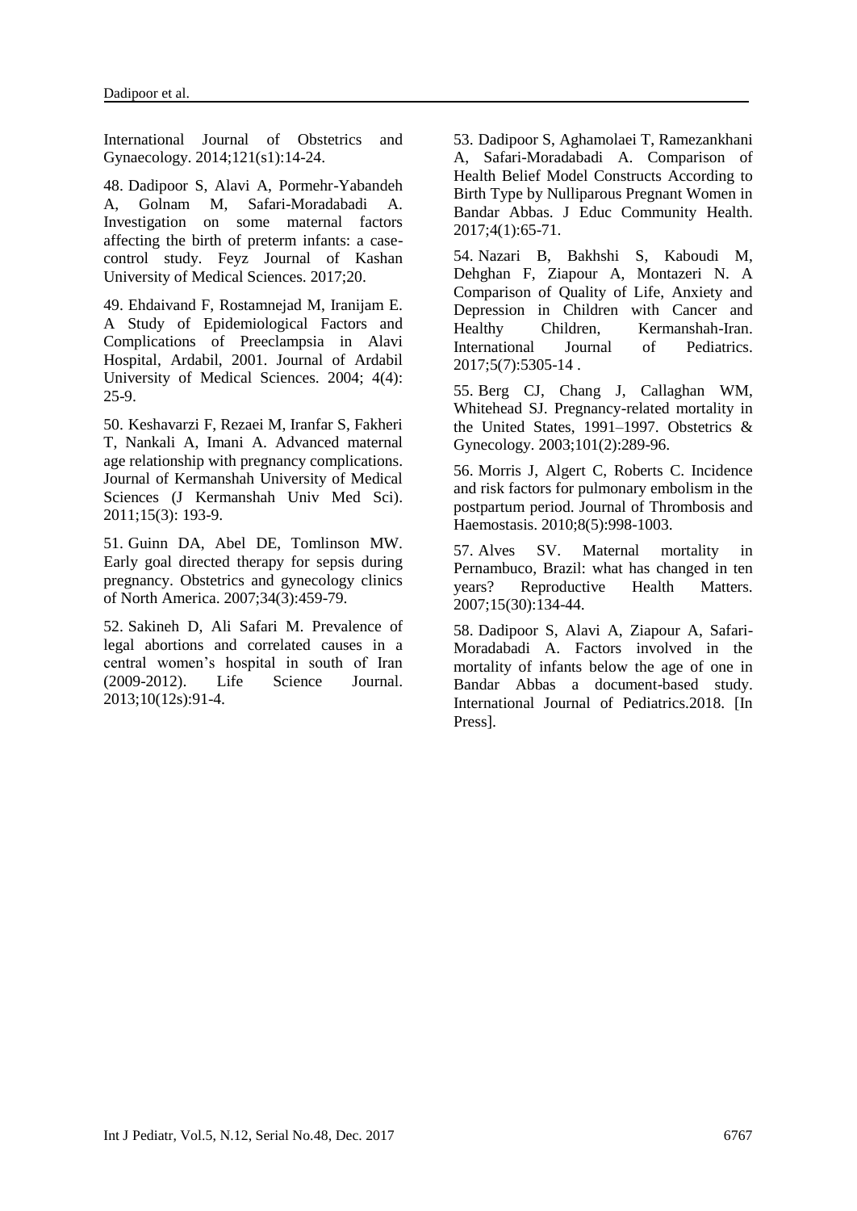International Journal of Obstetrics and Gynaecology. 2014;121(s1):14-24.

48. Dadipoor S, Alavi A, Pormehr-Yabandeh A, Golnam M, Safari-Moradabadi A. Investigation on some maternal factors affecting the birth of preterm infants: a case-control study. Feyz Journal of Kashan University of Medical Sciences. 2017;20.

49. Ehdaivand F, Rostamnejad M, Iranijam E. A Study of Epidemiological Factors and Complications of Preeclampsia in Alavi Hospital, Ardabil, 2001. Journal of Ardabil University of Medical Sciences. 2004; 4(4): 25-9.

50. Keshavarzi F, Rezaei M, Iranfar S, Fakheri T, Nankali A, Imani A. Advanced maternal age relationship with pregnancy complications. Journal of Kermanshah University of Medical Sciences (J Kermanshah Univ Med Sci). 2011;15(3): 193-9.

51. Guinn DA, Abel DE, Tomlinson MW. Early goal directed therapy for sepsis during pregnancy. Obstetrics and gynecology clinics of North America. 2007;34(3):459-79.

52. Sakineh D, Ali Safari M. Prevalence of legal abortions and correlated causes in a central women's hospital in south of Iran (2009-2012). Life Science Journal. 2013;10(12s):91-4.

53. Dadipoor S, Aghamolaei T, Ramezankhani A, Safari-Moradabadi A. Comparison of Health Belief Model Constructs According to Birth Type by Nulliparous Pregnant Women in Bandar Abbas. J Educ Community Health. 2017;4(1):65-71.

54. Nazari B, Bakhshi S, Kaboudi M, Dehghan F, Ziapour A, Montazeri N. A Comparison of Quality of Life, Anxiety and Depression in Children with Cancer and Healthy Children, Kermanshah-Iran. International Journal of Pediatrics. 2017;5(7):5305-14 .

55. Berg CJ, Chang J, Callaghan WM, Whitehead SJ. Pregnancy-related mortality in the United States, 1991–1997. Obstetrics & Gynecology. 2003;101(2):289-96.

56. Morris J, Algert C, Roberts C. Incidence and risk factors for pulmonary embolism in the postpartum period. Journal of Thrombosis and Haemostasis. 2010;8(5):998-1003.

57. Alves SV. Maternal mortality in Pernambuco, Brazil: what has changed in ten years? Reproductive Health Matters. 2007;15(30):134-44.

58. Dadipoor S, Alavi A, Ziapour A, Safari-Moradabadi A. Factors involved in the mortality of infants below the age of one in Bandar Abbas a document-based study. International Journal of Pediatrics.2018. [In Press].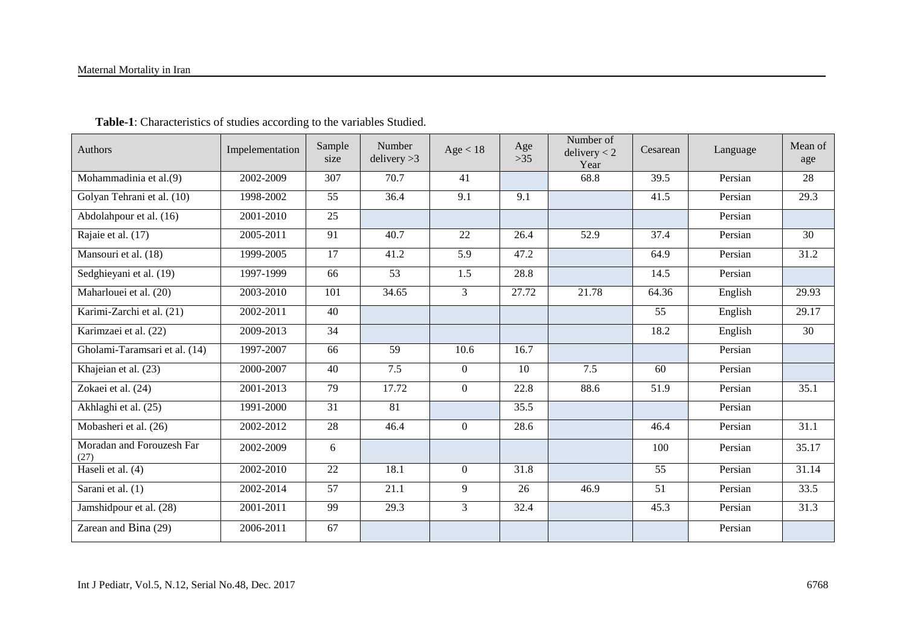**Table-1**: Characteristics of studies according to the variables Studied.

| Authors | Impelementation | Sample size | Number delivery >3 | Age < 18 | Age >35 | Number of delivery < 2 Year | Cesarean | Language | Mean of age |
|---|---|---|---|---|---|---|---|---|---|
| Mohammadinia et al.(9) | 2002-2009 | 307 | 70.7 | 41 | | 68.8 | 39.5 | Persian | 28 |
| Golyan Tehrani et al. (10) | 1998-2002 | 55 | 36.4 | 9.1 | 9.1 | | 41.5 | Persian | 29.3 |
| Abdolahpour et al. (16) | 2001-2010 | 25 | | | | | | Persian | |
| Rajaie et al. (17) | 2005-2011 | 91 | 40.7 | 22 | 26.4 | 52.9 | 37.4 | Persian | 30 |
| Mansouri et al. (18) | 1999-2005 | 17 | 41.2 | 5.9 | 47.2 | | 64.9 | Persian | 31.2 |
| Sedghieyani et al. (19) | 1997-1999 | 66 | 53 | 1.5 | 28.8 | | 14.5 | Persian | |
| Maharlouei et al. (20) | 2003-2010 | 101 | 34.65 | 3 | 27.72 | 21.78 | 64.36 | English | 29.93 |
| Karimi-Zarchi et al. (21) | 2002-2011 | 40 | | | | | 55 | English | 29.17 |
| Karimzaei et al. (22) | 2009-2013 | 34 | | | | | 18.2 | English | 30 |
| Gholami-Taramsari et al. (14) | 1997-2007 | 66 | 59 | 10.6 | 16.7 | | | Persian | |
| Khajeian et al. (23) | 2000-2007 | 40 | 7.5 | 0 | 10 | 7.5 | 60 | Persian | |
| Zokaei et al. (24) | 2001-2013 | 79 | 17.72 | 0 | 22.8 | 88.6 | 51.9 | Persian | 35.1 |
| Akhlaghi et al. (25) | 1991-2000 | 31 | 81 | | 35.5 | | | Persian | |
| Mobasheri et al. (26) | 2002-2012 | 28 | 46.4 | 0 | 28.6 | | 46.4 | Persian | 31.1 |
| Moradan and Forouzesh Far (27) | 2002-2009 | 6 | | | | | 100 | Persian | 35.17 |
| Haseli et al. (4) | 2002-2010 | 22 | 18.1 | 0 | 31.8 | | 55 | Persian | 31.14 |
| Sarani et al. (1) | 2002-2014 | 57 | 21.1 | 9 | 26 | 46.9 | 51 | Persian | 33.5 |
| Jamshidpour et al. (28) | 2001-2011 | 99 | 29.3 | 3 | 32.4 | | 45.3 | Persian | 31.3 |
| Zarean and Bina (29) | 2006-2011 | 67 | | | | | | Persian | |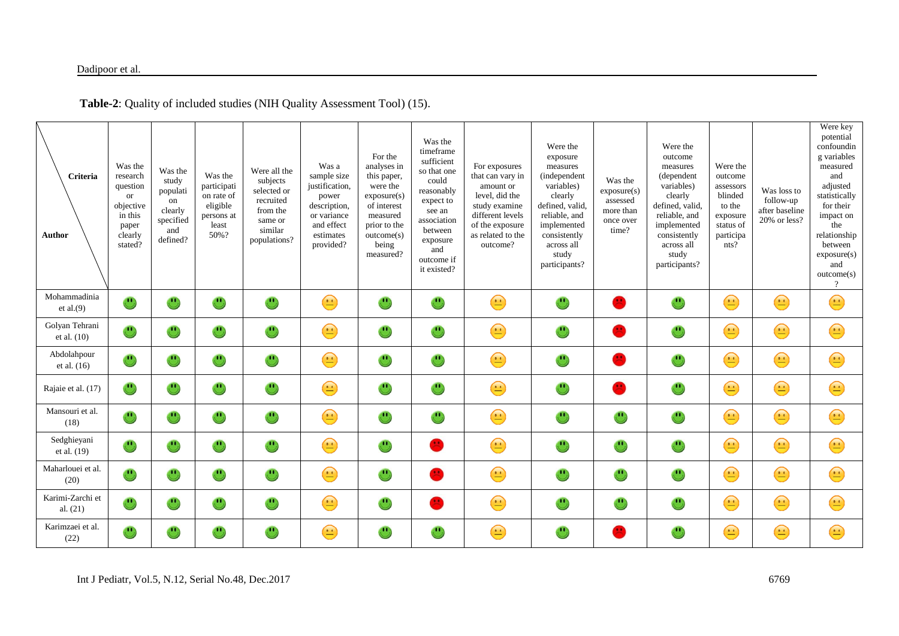**Table-2**: Quality of included studies (NIH Quality Assessment Tool) (15).

| Author \ Criteria | Was the research question or objective in this paper clearly stated? | Was the study population clearly specified and defined? | Was the participation rate of eligible persons at least 50%? | Were all the subjects selected or recruited from the same or similar populations? | Was a sample size justification, power description, or variance and effect estimates provided? | For the analyses in this paper, were the exposure(s) of interest measured prior to the outcome(s) being measured? | Was the timeframe sufficient so that one could reasonably expect to see an association between exposure and outcome if it existed? | For exposures that can vary in amount or level, did the study examine different levels of the exposure as related to the outcome? | Were the exposure measures (independent variables) clearly defined, valid, reliable, and implemented consistently across all study participants? | Was the exposure(s) assessed more than once over time? | Were the outcome measures (dependent variables) clearly defined, valid, reliable, and implemented consistently across all study participants? | Were the outcome assessors blinded to the exposure status of participants? | Was loss to follow-up after baseline 20% or less? | Were key potential confounding variables measured and adjusted statistically for their impact on the relationship between exposure(s) and outcome(s)? |
|---|---|---|---|---|---|---|---|---|---|---|---|---|---|---|
| Mohammadinia et al.(9) | 🟢 | 🟢 | 🟢 | 🟢 | 🟡 | 🟢 | 🟢 | 🟡 | 🟢 | 🔴 | 🟢 | 🟡 | 🟡 | 🟡 |
| Golyan Tehrani et al. (10) | 🟢 | 🟢 | 🟢 | 🟢 | 🟡 | 🟢 | 🟢 | 🟡 | 🟢 | 🔴 | 🟢 | 🟡 | 🟡 | 🟡 |
| Abdolahpour et al. (16) | 🟢 | 🟢 | 🟢 | 🟢 | 🟡 | 🟢 | 🟢 | 🟡 | 🟢 | 🔴 | 🟢 | 🟡 | 🟡 | 🟡 |
| Rajaie et al. (17) | 🟢 | 🟢 | 🟢 | 🟢 | 🟡 | 🟢 | 🟢 | 🟡 | 🟢 | 🔴 | 🟢 | 🟡 | 🟡 | 🟡 |
| Mansouri et al. (18) | 🟢 | 🟢 | 🟢 | 🟢 | 🟡 | 🟢 | 🟢 | 🟡 | 🟢 | 🟢 | 🟢 | 🟡 | 🟡 | 🟡 |
| Sedghieyani et al. (19) | 🟢 | 🟢 | 🟢 | 🟢 | 🟡 | 🟢 | 🔴 | 🟡 | 🟢 | 🟢 | 🟢 | 🟡 | 🟡 | 🟡 |
| Maharlouei et al. (20) | 🟢 | 🟢 | 🟢 | 🟢 | 🟡 | 🟢 | 🔴 | 🟡 | 🟢 | 🟢 | 🟢 | 🟡 | 🟡 | 🟡 |
| Karimi-Zarchi et al. (21) | 🟢 | 🟢 | 🟢 | 🟢 | 🟡 | 🟢 | 🔴 | 🟡 | 🟢 | 🟢 | 🟢 | 🟡 | 🟡 | 🟡 |
| Karimzaei et al. (22) | 🟢 | 🟢 | 🟢 | 🟢 | 🟡 | 🟢 | 🟢 | 🟡 | 🟢 | 🔴 | 🟢 | 🟡 | 🟡 | 🟡 |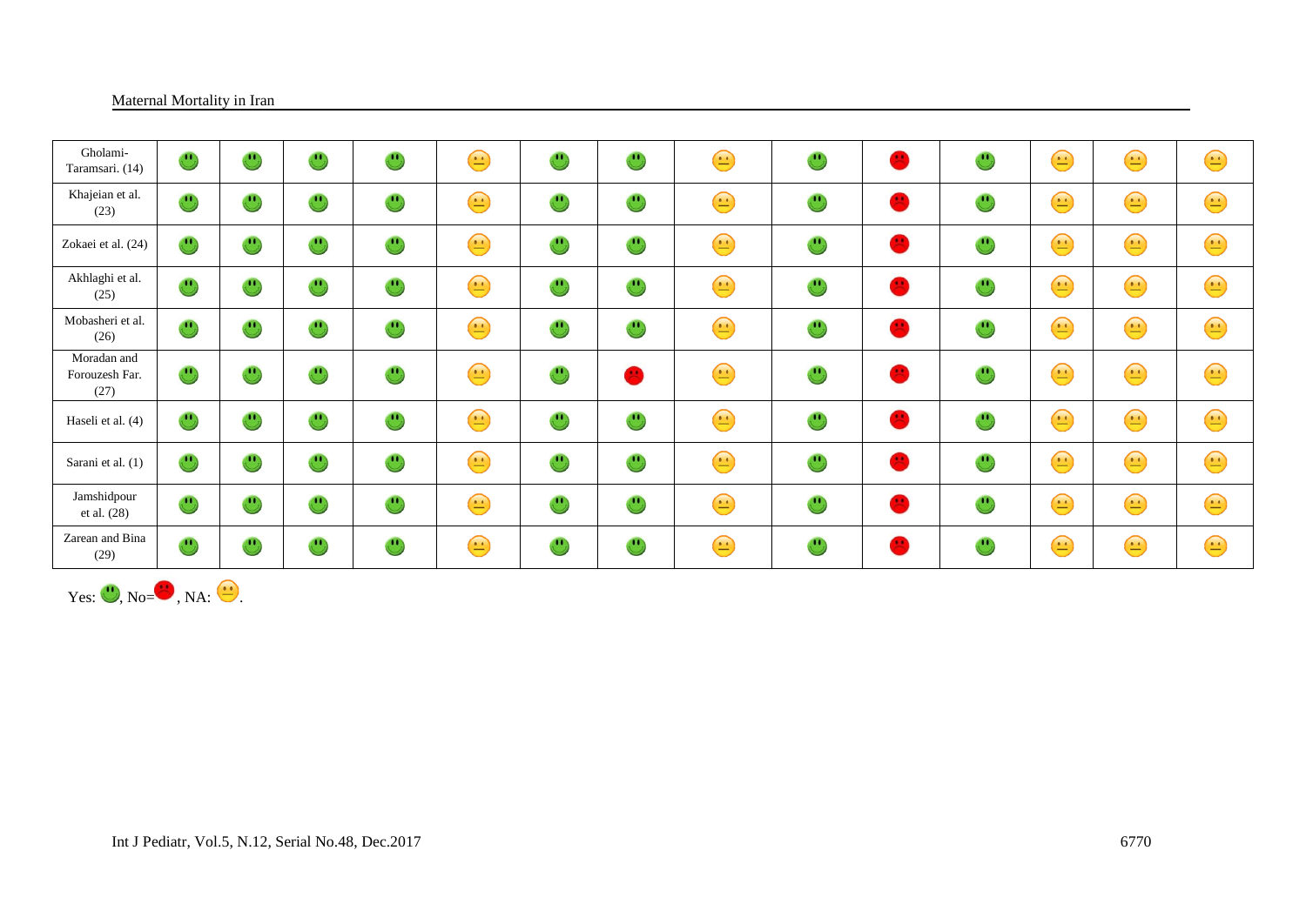| | | | | | | | | | | | | | | |
|---|---|---|---|---|---|---|---|---|---|---|---|---|---|---|
| Gholami-Taramsari. (14) | Yes | Yes | Yes | Yes | NA | Yes | Yes | NA | Yes | No | Yes | NA | NA | NA |
| Khajeian et al. (23) | Yes | Yes | Yes | Yes | NA | Yes | Yes | NA | Yes | No | Yes | NA | NA | NA |
| Zokaei et al. (24) | Yes | Yes | Yes | Yes | NA | Yes | Yes | NA | Yes | No | Yes | NA | NA | NA |
| Akhlaghi et al. (25) | Yes | Yes | Yes | Yes | NA | Yes | Yes | NA | Yes | No | Yes | NA | NA | NA |
| Mobasheri et al. (26) | Yes | Yes | Yes | Yes | NA | Yes | Yes | NA | Yes | No | Yes | NA | NA | NA |
| Moradan and Forouzesh Far. (27) | Yes | Yes | Yes | Yes | NA | Yes | No | NA | Yes | No | Yes | NA | NA | NA |
| Haseli et al. (4) | Yes | Yes | Yes | Yes | NA | Yes | Yes | NA | Yes | No | Yes | NA | NA | NA |
| Sarani et al. (1) | Yes | Yes | Yes | Yes | NA | Yes | Yes | NA | Yes | No | Yes | NA | NA | NA |
| Jamshidpour et al. (28) | Yes | Yes | Yes | Yes | NA | Yes | Yes | NA | Yes | No | Yes | NA | NA | NA |
| Zarean and Bina (29) | Yes | Yes | Yes | Yes | NA | Yes | Yes | NA | Yes | No | Yes | NA | NA | NA |

Yes: (green), No= (red), NA: (yellow).